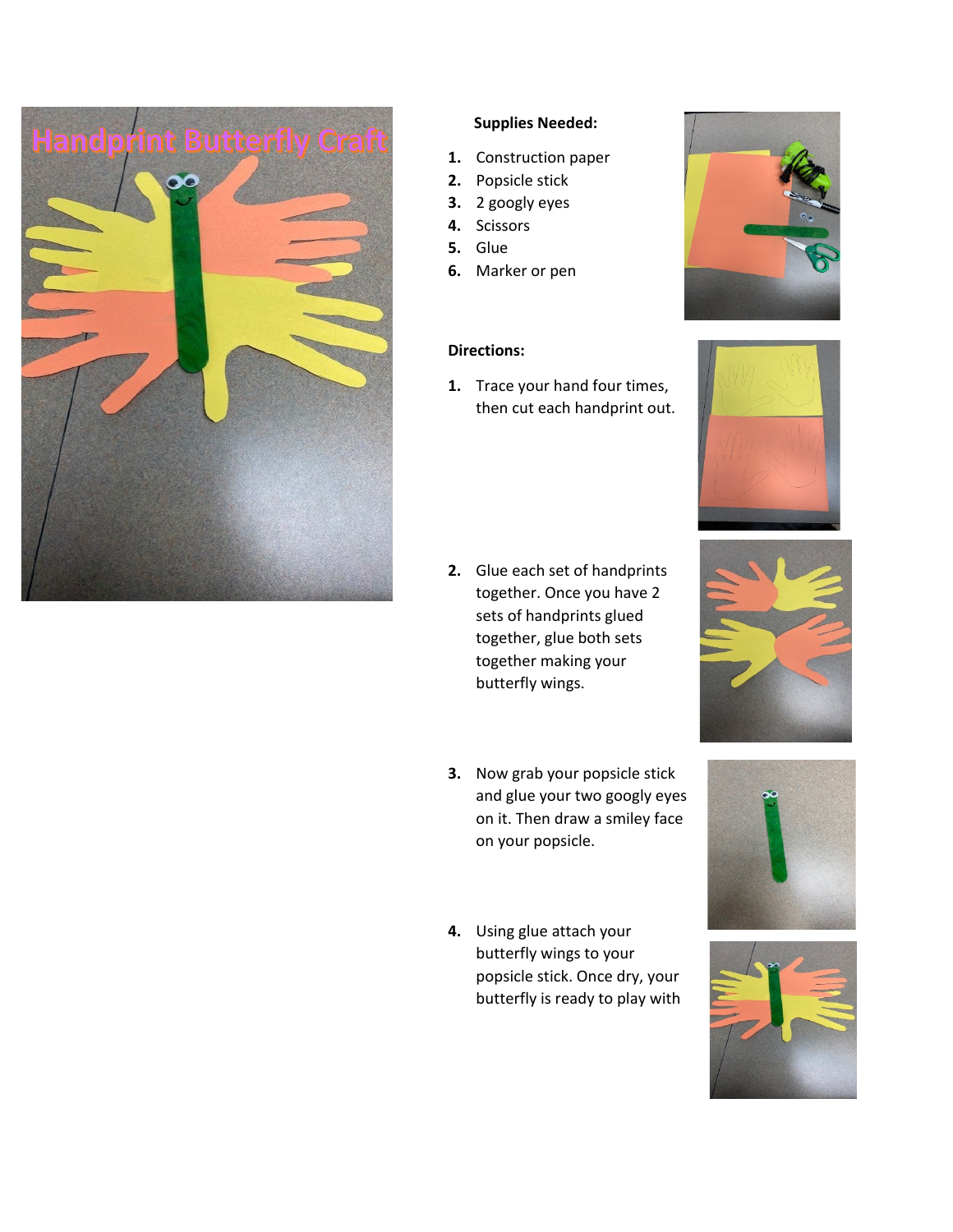Handprint Butterfly Craft

**Supplies Needed:**

1. Construction paper
2. Popsicle stick
3. 2 googly eyes
4. Scissors
5. Glue
6. Marker or pen

**Directions:**

1. Trace your hand four times, then cut each handprint out.
2. Glue each set of handprints together. Once you have 2 sets of handprints glued together, glue both sets together making your butterfly wings.
3. Now grab your popsicle stick and glue your two googly eyes on it. Then draw a smiley face on your popsicle.
4. Using glue attach your butterfly wings to your popsicle stick. Once dry, your butterfly is ready to play with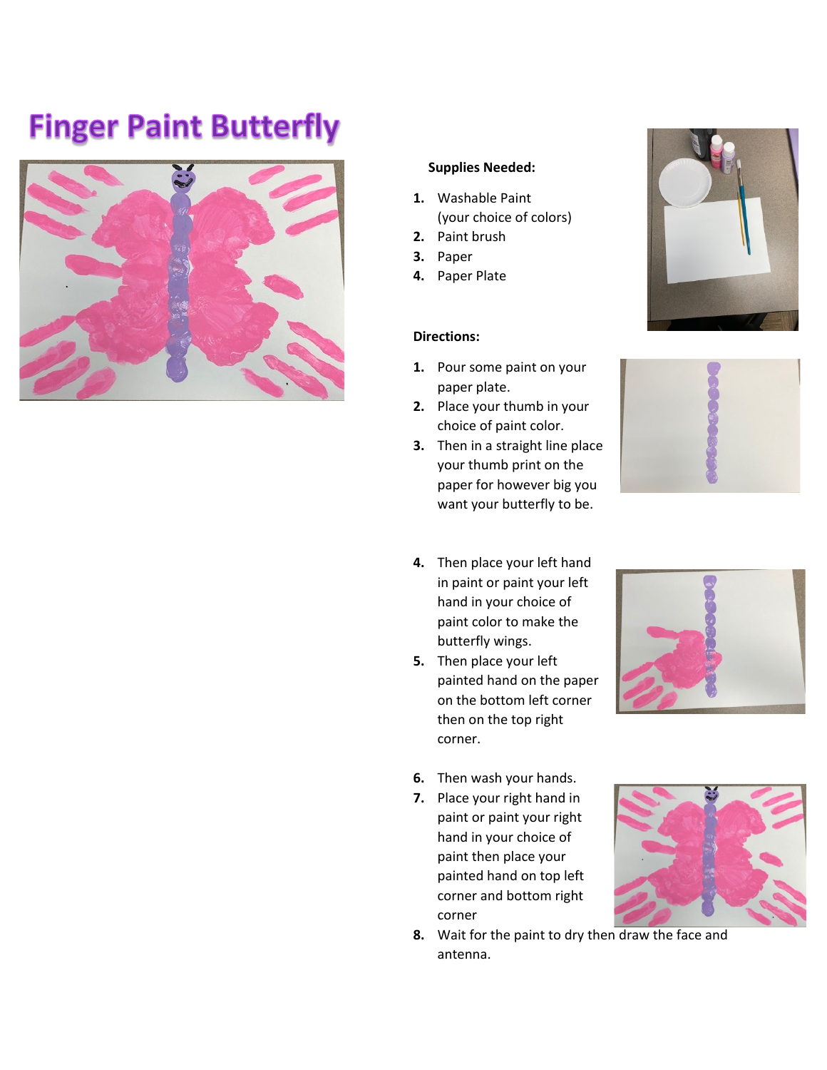# Finger Paint Butterfly

**Supplies Needed:**

1. Washable Paint (your choice of colors)
2. Paint brush
3. Paper
4. Paper Plate

**Directions:**

1. Pour some paint on your paper plate.
2. Place your thumb in your choice of paint color.
3. Then in a straight line place your thumb print on the paper for however big you want your butterfly to be.
4. Then place your left hand in paint or paint your left hand in your choice of paint color to make the butterfly wings.
5. Then place your left painted hand on the paper on the bottom left corner then on the top right corner.
6. Then wash your hands.
7. Place your right hand in paint or paint your right hand in your choice of paint then place your painted hand on top left corner and bottom right corner
8. Wait for the paint to dry then draw the face and antenna.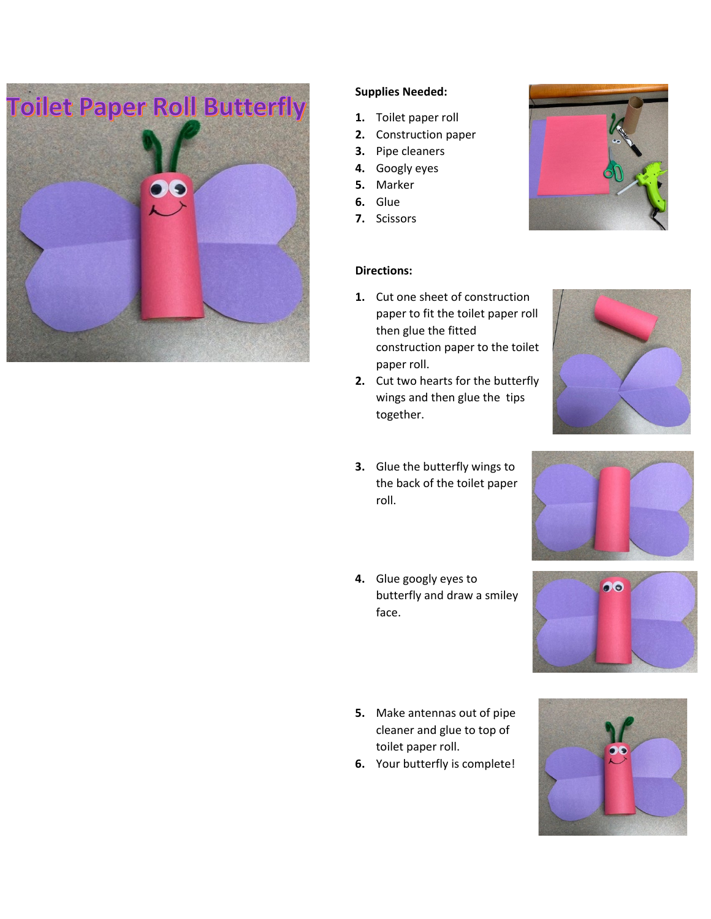# Toilet Paper Roll Butterfly

**Supplies Needed:**

1. Toilet paper roll
2. Construction paper
3. Pipe cleaners
4. Googly eyes
5. Marker
6. Glue
7. Scissors

**Directions:**

1. Cut one sheet of construction paper to fit the toilet paper roll then glue the fitted construction paper to the toilet paper roll.
2. Cut two hearts for the butterfly wings and then glue the tips together.
3. Glue the butterfly wings to the back of the toilet paper roll.
4. Glue googly eyes to butterfly and draw a smiley face.
5. Make antennas out of pipe cleaner and glue to top of toilet paper roll.
6. Your butterfly is complete!